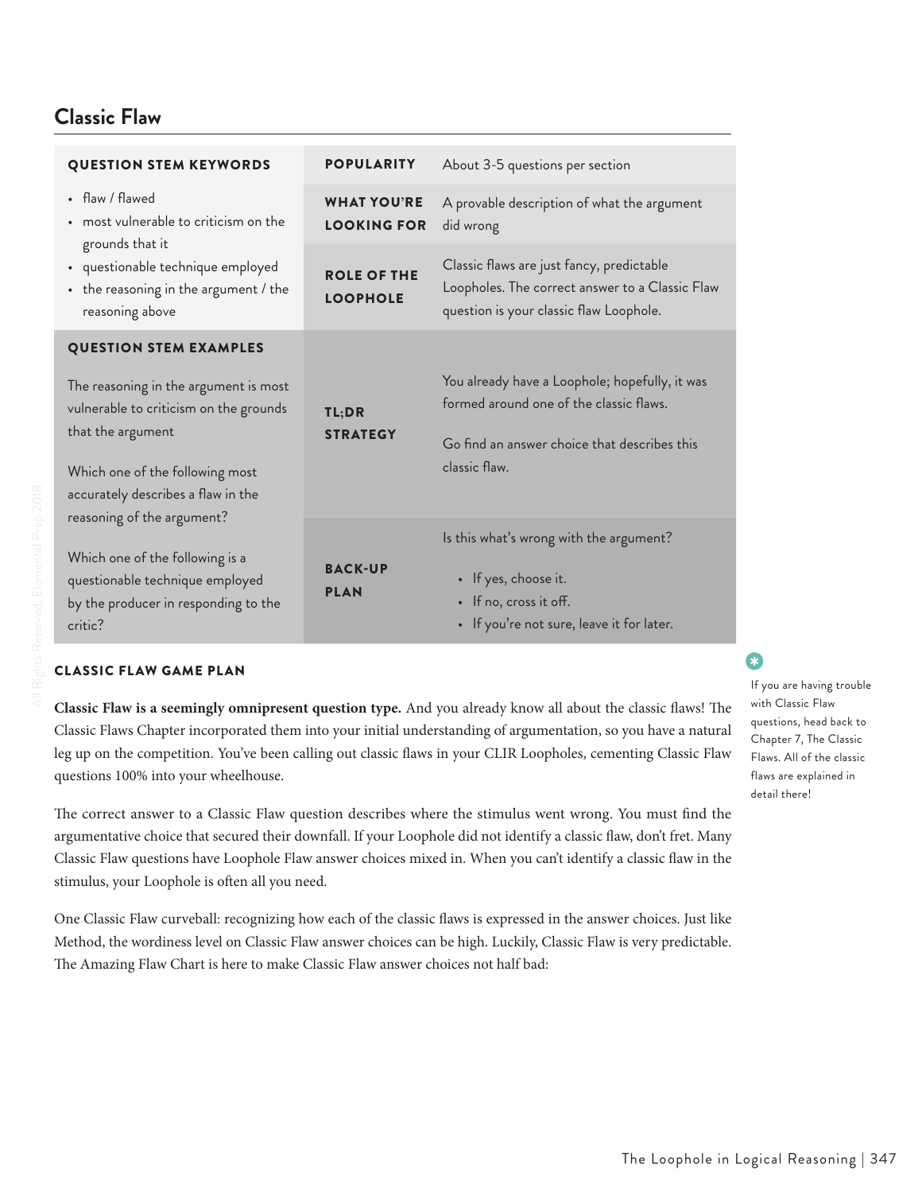## Classic Flaw

| QUESTION STEM KEYWORDS | | |
|---|---|---|
| • flaw / flawed<br>• most vulnerable to criticism on the grounds that it<br>• questionable technique employed<br>• the reasoning in the argument / the reasoning above | **POPULARITY** | About 3-5 questions per section |
| | **WHAT YOU'RE LOOKING FOR** | A provable description of what the argument did wrong |
| | **ROLE OF THE LOOPHOLE** | Classic flaws are just fancy, predictable Loopholes. The correct answer to a Classic Flaw question is your classic flaw Loophole. |
| **QUESTION STEM EXAMPLES**<br><br>The reasoning in the argument is most vulnerable to criticism on the grounds that the argument<br><br>Which one of the following most accurately describes a flaw in the reasoning of the argument?<br><br>Which one of the following is a questionable technique employed by the producer in responding to the critic? | **TL;DR STRATEGY** | You already have a Loophole; hopefully, it was formed around one of the classic flaws.<br><br>Go find an answer choice that describes this classic flaw. |
| | **BACK-UP PLAN** | Is this what's wrong with the argument?<br>• If yes, choose it.<br>• If no, cross it off.<br>• If you're not sure, leave it for later. |

### CLASSIC FLAW GAME PLAN

**Classic Flaw is a seemingly omnipresent question type.** And you already know all about the classic flaws! The Classic Flaws Chapter incorporated them into your initial understanding of argumentation, so you have a natural leg up on the competition. You've been calling out classic flaws in your CLIR Loopholes, cementing Classic Flaw questions 100% into your wheelhouse.

The correct answer to a Classic Flaw question describes where the stimulus went wrong. You must find the argumentative choice that secured their downfall. If your Loophole did not identify a classic flaw, don't fret. Many Classic Flaw questions have Loophole Flaw answer choices mixed in. When you can't identify a classic flaw in the stimulus, your Loophole is often all you need.

One Classic Flaw curveball: recognizing how each of the classic flaws is expressed in the answer choices. Just like Method, the wordiness level on Classic Flaw answer choices can be high. Luckily, Classic Flaw is very predictable. The Amazing Flaw Chart is here to make Classic Flaw answer choices not half bad:

If you are having trouble with Classic Flaw questions, head back to Chapter 7, The Classic Flaws. All of the classic flaws are explained in detail there!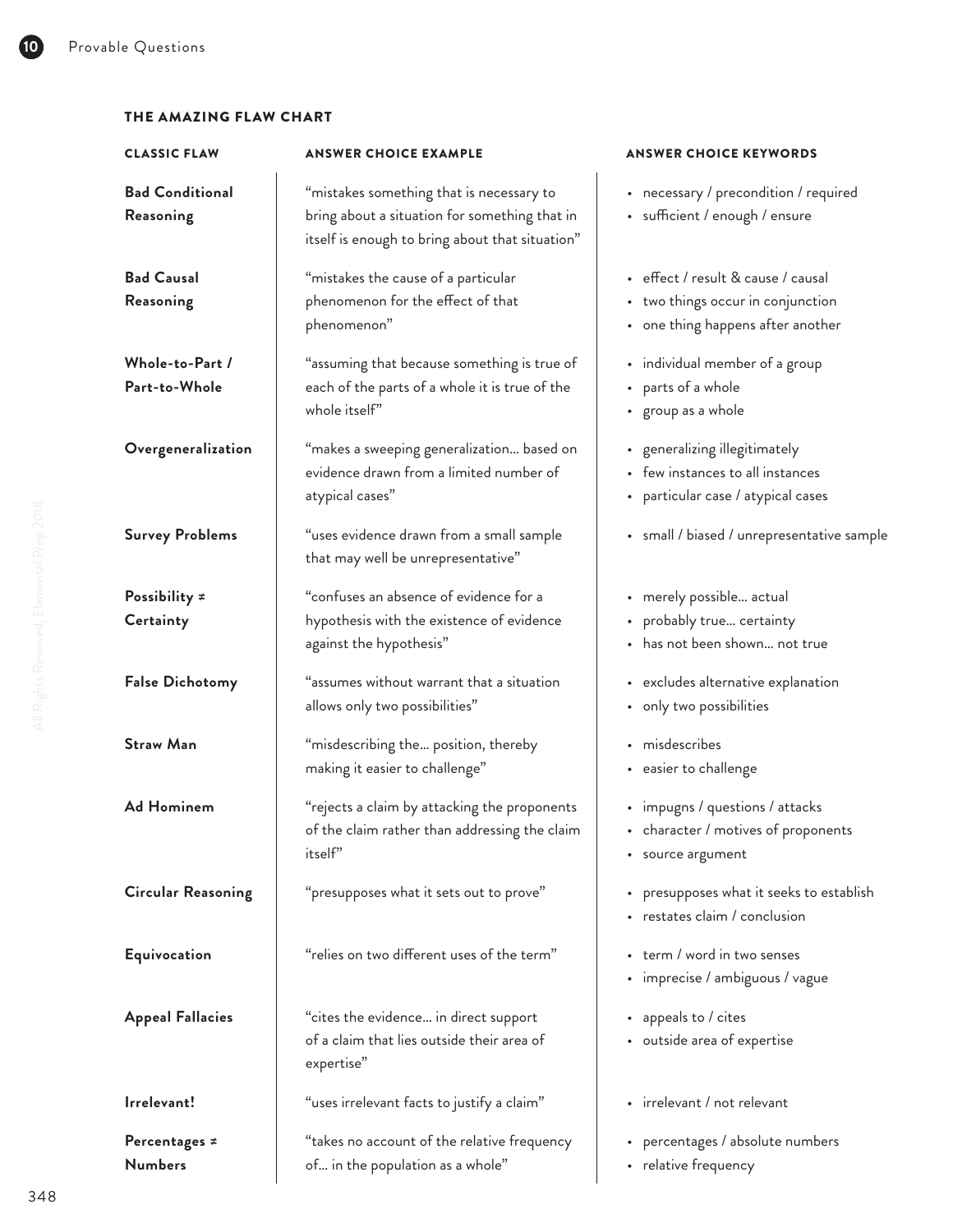### THE AMAZING FLAW CHART

| CLASSIC FLAW | ANSWER CHOICE EXAMPLE | ANSWER CHOICE KEYWORDS |
|---|---|---|
| **Bad Conditional Reasoning** | "mistakes something that is necessary to bring about a situation for something that in itself is enough to bring about that situation" | • necessary / precondition / required<br>• sufficient / enough / ensure |
| **Bad Causal Reasoning** | "mistakes the cause of a particular phenomenon for the effect of that phenomenon" | • effect / result & cause / causal<br>• two things occur in conjunction<br>• one thing happens after another |
| **Whole-to-Part / Part-to-Whole** | "assuming that because something is true of each of the parts of a whole it is true of the whole itself" | • individual member of a group<br>• parts of a whole<br>• group as a whole |
| **Overgeneralization** | "makes a sweeping generalization… based on evidence drawn from a limited number of atypical cases" | • generalizing illegitimately<br>• few instances to all instances<br>• particular case / atypical cases |
| **Survey Problems** | "uses evidence drawn from a small sample that may well be unrepresentative" | • small / biased / unrepresentative sample |
| **Possibility ≠ Certainty** | "confuses an absence of evidence for a hypothesis with the existence of evidence against the hypothesis" | • merely possible… actual<br>• probably true… certainty<br>• has not been shown… not true |
| **False Dichotomy** | "assumes without warrant that a situation allows only two possibilities" | • excludes alternative explanation<br>• only two possibilities |
| **Straw Man** | "misdescribing the… position, thereby making it easier to challenge" | • misdescribes<br>• easier to challenge |
| **Ad Hominem** | "rejects a claim by attacking the proponents of the claim rather than addressing the claim itself" | • impugns / questions / attacks<br>• character / motives of proponents<br>• source argument |
| **Circular Reasoning** | "presupposes what it sets out to prove" | • presupposes what it seeks to establish<br>• restates claim / conclusion |
| **Equivocation** | "relies on two different uses of the term" | • term / word in two senses<br>• imprecise / ambiguous / vague |
| **Appeal Fallacies** | "cites the evidence… in direct support of a claim that lies outside their area of expertise" | • appeals to / cites<br>• outside area of expertise |
| **Irrelevant!** | "uses irrelevant facts to justify a claim" | • irrelevant / not relevant |
| **Percentages ≠ Numbers** | "takes no account of the relative frequency of… in the population as a whole" | • percentages / absolute numbers<br>• relative frequency |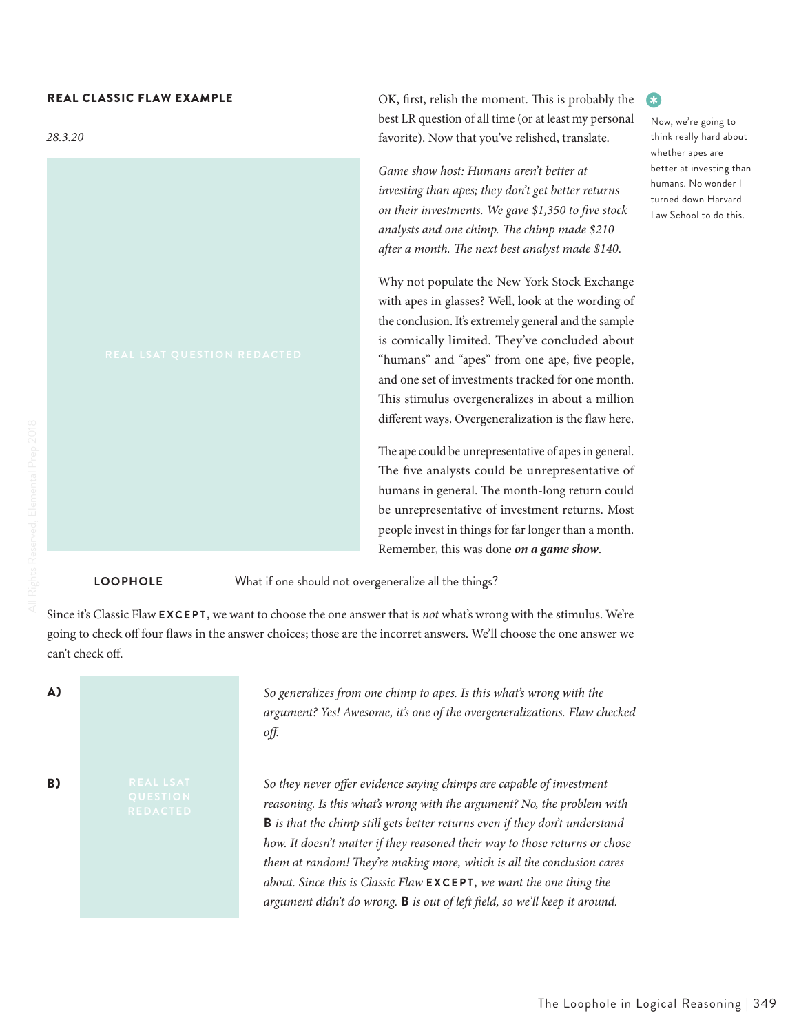### REAL CLASSIC FLAW EXAMPLE

*28.3.20*

REAL LSAT QUESTION REDACTED

OK, first, relish the moment. This is probably the best LR question of all time (or at least my personal favorite). Now that you've relished, translate.

*Game show host: Humans aren't better at investing than apes; they don't get better returns on their investments. We gave $1,350 to five stock analysts and one chimp. The chimp made $210 after a month. The next best analyst made $140.*

Why not populate the New York Stock Exchange with apes in glasses? Well, look at the wording of the conclusion. It's extremely general and the sample is comically limited. They've concluded about "humans" and "apes" from one ape, five people, and one set of investments tracked for one month. This stimulus overgeneralizes in about a million different ways. Overgeneralization is the flaw here.

The ape could be unrepresentative of apes in general. The five analysts could be unrepresentative of humans in general. The month-long return could be unrepresentative of investment returns. Most people invest in things for far longer than a month. Remember, this was done ***on a game show***.

*Now, we're going to think really hard about whether apes are better at investing than humans. No wonder I turned down Harvard Law School to do this.*

**LOOPHOLE** What if one should not overgeneralize all the things?

Since it's Classic Flaw **EXCEPT**, we want to choose the one answer that is *not* what's wrong with the stimulus. We're going to check off four flaws in the answer choices; those are the incorret answers. We'll choose the one answer we can't check off.

**A)** REAL LSAT QUESTION REDACTED

*So generalizes from one chimp to apes. Is this what's wrong with the argument? Yes! Awesome, it's one of the overgeneralizations. Flaw checked off.*

**B)** REAL LSAT QUESTION REDACTED

*So they never offer evidence saying chimps are capable of investment reasoning. Is this what's wrong with the argument? No, the problem with* **B** *is that the chimp still gets better returns even if they don't understand how. It doesn't matter if they reasoned their way to those returns or chose them at random! They're making more, which is all the conclusion cares about. Since this is Classic Flaw* **EXCEPT**, *we want the one thing the argument didn't do wrong.* **B** *is out of left field, so we'll keep it around.*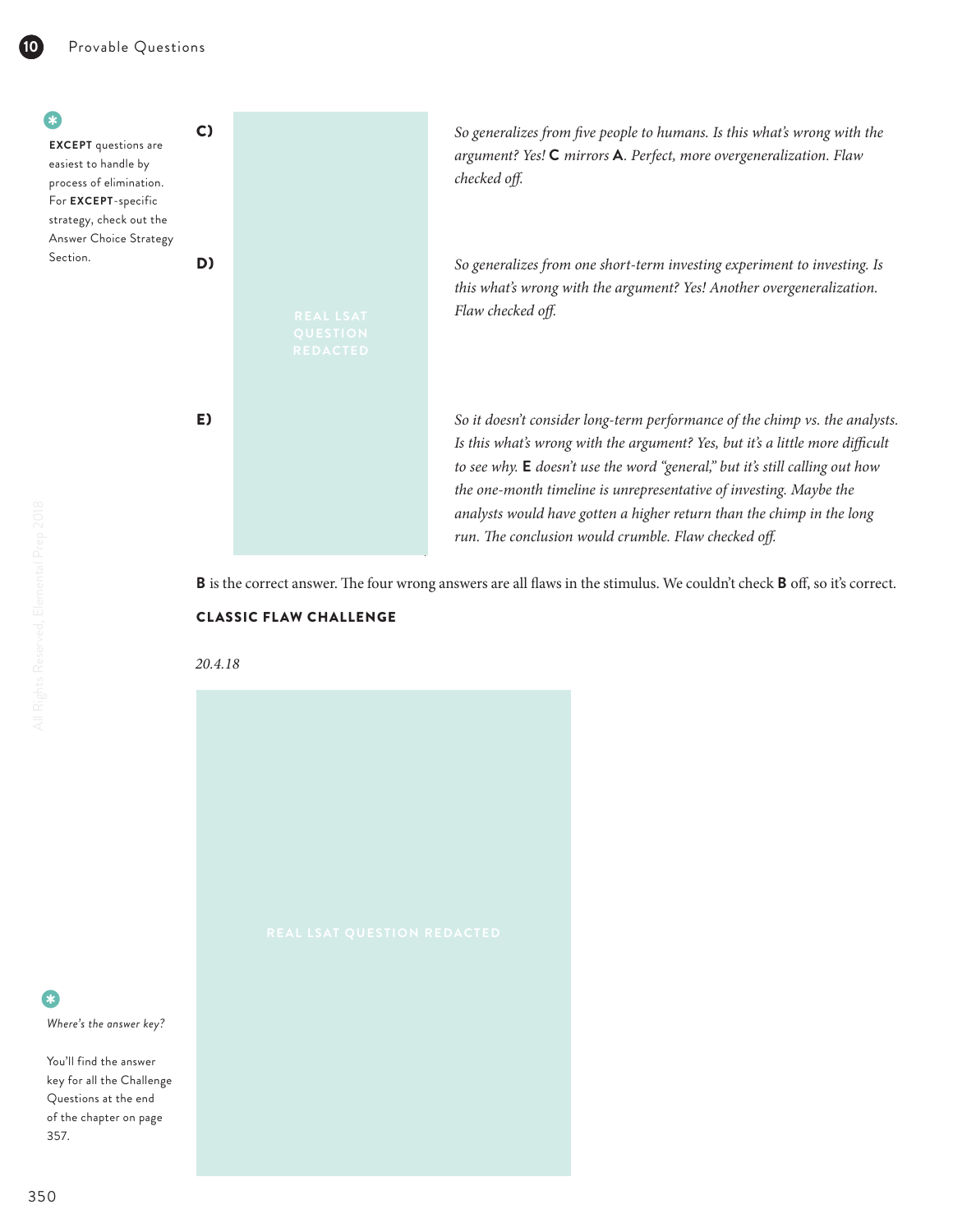EXCEPT questions are easiest to handle by process of elimination. For EXCEPT-specific strategy, check out the Answer Choice Strategy Section.

**C)**

REAL LSAT QUESTION REDACTED

*So generalizes from five people to humans. Is this what's wrong with the argument? Yes!* **C** *mirrors* **A***. Perfect, more overgeneralization. Flaw checked off.*

**D)**

*So generalizes from one short-term investing experiment to investing. Is this what's wrong with the argument? Yes! Another overgeneralization. Flaw checked off.*

**E)**

*So it doesn't consider long-term performance of the chimp vs. the analysts. Is this what's wrong with the argument? Yes, but it's a little more difficult to see why.* **E** *doesn't use the word "general," but it's still calling out how the one-month timeline is unrepresentative of investing. Maybe the analysts would have gotten a higher return than the chimp in the long run. The conclusion would crumble. Flaw checked off.*

**B** is the correct answer. The four wrong answers are all flaws in the stimulus. We couldn't check **B** off, so it's correct.

## CLASSIC FLAW CHALLENGE

*20.4.18*

REAL LSAT QUESTION REDACTED

*Where's the answer key?*

You'll find the answer key for all the Challenge Questions at the end of the chapter on page 357.